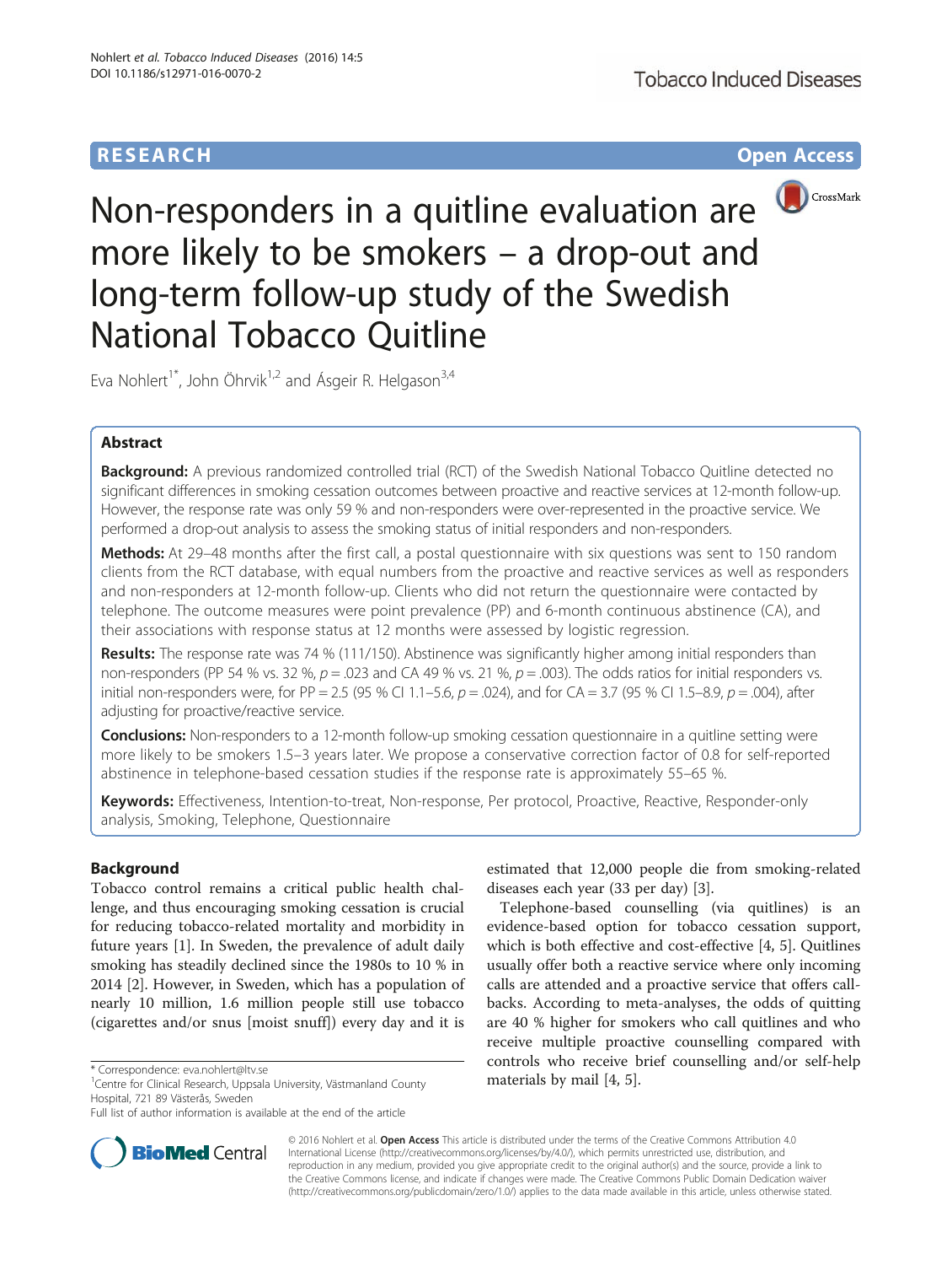**RESEARCH** **Open Access**

# Non-responders in a quitline evaluation are more likely to be smokers – a drop-out and long-term follow-up study of the Swedish National Tobacco Quitline

Eva Nohlert[1*], John Öhrvik[1,2] and Ásgeir R. Helgason[3,4]

## Abstract

**Background:** A previous randomized controlled trial (RCT) of the Swedish National Tobacco Quitline detected no significant differences in smoking cessation outcomes between proactive and reactive services at 12-month follow-up. However, the response rate was only 59 % and non-responders were over-represented in the proactive service. We performed a drop-out analysis to assess the smoking status of initial responders and non-responders.

**Methods:** At 29–48 months after the first call, a postal questionnaire with six questions was sent to 150 random clients from the RCT database, with equal numbers from the proactive and reactive services as well as responders and non-responders at 12-month follow-up. Clients who did not return the questionnaire were contacted by telephone. The outcome measures were point prevalence (PP) and 6-month continuous abstinence (CA), and their associations with response status at 12 months were assessed by logistic regression.

**Results:** The response rate was 74 % (111/150). Abstinence was significantly higher among initial responders than non-responders (PP 54 % vs. 32 %, $p = .023$ and CA 49 % vs. 21 %, $p = .003$). The odds ratios for initial responders vs. initial non-responders were, for PP = 2.5 (95 % CI 1.1–5.6, $p = .024$), and for CA = 3.7 (95 % CI 1.5–8.9, $p = .004$), after adjusting for proactive/reactive service.

**Conclusions:** Non-responders to a 12-month follow-up smoking cessation questionnaire in a quitline setting were more likely to be smokers 1.5–3 years later. We propose a conservative correction factor of 0.8 for self-reported abstinence in telephone-based cessation studies if the response rate is approximately 55–65 %.

**Keywords:** Effectiveness, Intention-to-treat, Non-response, Per protocol, Proactive, Reactive, Responder-only analysis, Smoking, Telephone, Questionnaire

## Background

Tobacco control remains a critical public health challenge, and thus encouraging smoking cessation is crucial for reducing tobacco-related mortality and morbidity in future years [1]. In Sweden, the prevalence of adult daily smoking has steadily declined since the 1980s to 10 % in 2014 [2]. However, in Sweden, which has a population of nearly 10 million, 1.6 million people still use tobacco (cigarettes and/or snus [moist snuff]) every day and it is estimated that 12,000 people die from smoking-related diseases each year (33 per day) [3].

Telephone-based counselling (via quitlines) is an evidence-based option for tobacco cessation support, which is both effective and cost-effective [4, 5]. Quitlines usually offer both a reactive service where only incoming calls are attended and a proactive service that offers call-backs. According to meta-analyses, the odds of quitting are 40 % higher for smokers who call quitlines and who receive multiple proactive counselling compared with controls who receive brief counselling and/or self-help materials by mail [4, 5].

\* Correspondence: eva.nohlert@ltv.se
[1]Centre for Clinical Research, Uppsala University, Västmanland County Hospital, 721 89 Västerås, Sweden
Full list of author information is available at the end of the article

© 2016 Nohlert et al. **Open Access** This article is distributed under the terms of the Creative Commons Attribution 4.0 International License (http://creativecommons.org/licenses/by/4.0/), which permits unrestricted use, distribution, and reproduction in any medium, provided you give appropriate credit to the original author(s) and the source, provide a link to the Creative Commons license, and indicate if changes were made. The Creative Commons Public Domain Dedication waiver (http://creativecommons.org/publicdomain/zero/1.0/) applies to the data made available in this article, unless otherwise stated.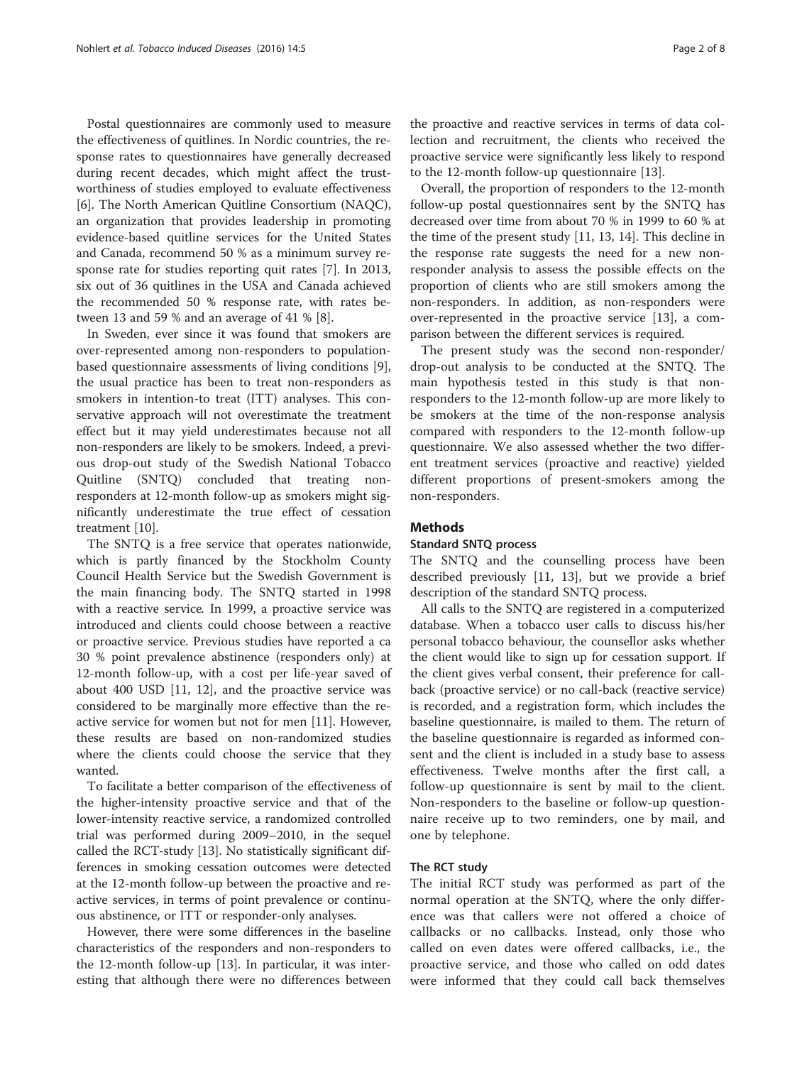Postal questionnaires are commonly used to measure the effectiveness of quitlines. In Nordic countries, the response rates to questionnaires have generally decreased during recent decades, which might affect the trustworthiness of studies employed to evaluate effectiveness [6]. The North American Quitline Consortium (NAQC), an organization that provides leadership in promoting evidence-based quitline services for the United States and Canada, recommend 50 % as a minimum survey response rate for studies reporting quit rates [7]. In 2013, six out of 36 quitlines in the USA and Canada achieved the recommended 50 % response rate, with rates between 13 and 59 % and an average of 41 % [8].

In Sweden, ever since it was found that smokers are over-represented among non-responders to population-based questionnaire assessments of living conditions [9], the usual practice has been to treat non-responders as smokers in intention-to treat (ITT) analyses. This conservative approach will not overestimate the treatment effect but it may yield underestimates because not all non-responders are likely to be smokers. Indeed, a previous drop-out study of the Swedish National Tobacco Quitline (SNTQ) concluded that treating non-responders at 12-month follow-up as smokers might significantly underestimate the true effect of cessation treatment [10].

The SNTQ is a free service that operates nationwide, which is partly financed by the Stockholm County Council Health Service but the Swedish Government is the main financing body. The SNTQ started in 1998 with a reactive service. In 1999, a proactive service was introduced and clients could choose between a reactive or proactive service. Previous studies have reported a ca 30 % point prevalence abstinence (responders only) at 12-month follow-up, with a cost per life-year saved of about 400 USD [11, 12], and the proactive service was considered to be marginally more effective than the reactive service for women but not for men [11]. However, these results are based on non-randomized studies where the clients could choose the service that they wanted.

To facilitate a better comparison of the effectiveness of the higher-intensity proactive service and that of the lower-intensity reactive service, a randomized controlled trial was performed during 2009–2010, in the sequel called the RCT-study [13]. No statistically significant differences in smoking cessation outcomes were detected at the 12-month follow-up between the proactive and reactive services, in terms of point prevalence or continuous abstinence, or ITT or responder-only analyses.

However, there were some differences in the baseline characteristics of the responders and non-responders to the 12-month follow-up [13]. In particular, it was interesting that although there were no differences between the proactive and reactive services in terms of data collection and recruitment, the clients who received the proactive service were significantly less likely to respond to the 12-month follow-up questionnaire [13].

Overall, the proportion of responders to the 12-month follow-up postal questionnaires sent by the SNTQ has decreased over time from about 70 % in 1999 to 60 % at the time of the present study [11, 13, 14]. This decline in the response rate suggests the need for a new non-responder analysis to assess the possible effects on the proportion of clients who are still smokers among the non-responders. In addition, as non-responders were over-represented in the proactive service [13], a comparison between the different services is required.

The present study was the second non-responder/drop-out analysis to be conducted at the SNTQ. The main hypothesis tested in this study is that non-responders to the 12-month follow-up are more likely to be smokers at the time of the non-response analysis compared with responders to the 12-month follow-up questionnaire. We also assessed whether the two different treatment services (proactive and reactive) yielded different proportions of present-smokers among the non-responders.

## Methods

### Standard SNTQ process

The SNTQ and the counselling process have been described previously [11, 13], but we provide a brief description of the standard SNTQ process.

All calls to the SNTQ are registered in a computerized database. When a tobacco user calls to discuss his/her personal tobacco behaviour, the counsellor asks whether the client would like to sign up for cessation support. If the client gives verbal consent, their preference for call-back (proactive service) or no call-back (reactive service) is recorded, and a registration form, which includes the baseline questionnaire, is mailed to them. The return of the baseline questionnaire is regarded as informed consent and the client is included in a study base to assess effectiveness. Twelve months after the first call, a follow-up questionnaire is sent by mail to the client. Non-responders to the baseline or follow-up questionnaire receive up to two reminders, one by mail, and one by telephone.

### The RCT study

The initial RCT study was performed as part of the normal operation at the SNTQ, where the only difference was that callers were not offered a choice of callbacks or no callbacks. Instead, only those who called on even dates were offered callbacks, i.e., the proactive service, and those who called on odd dates were informed that they could call back themselves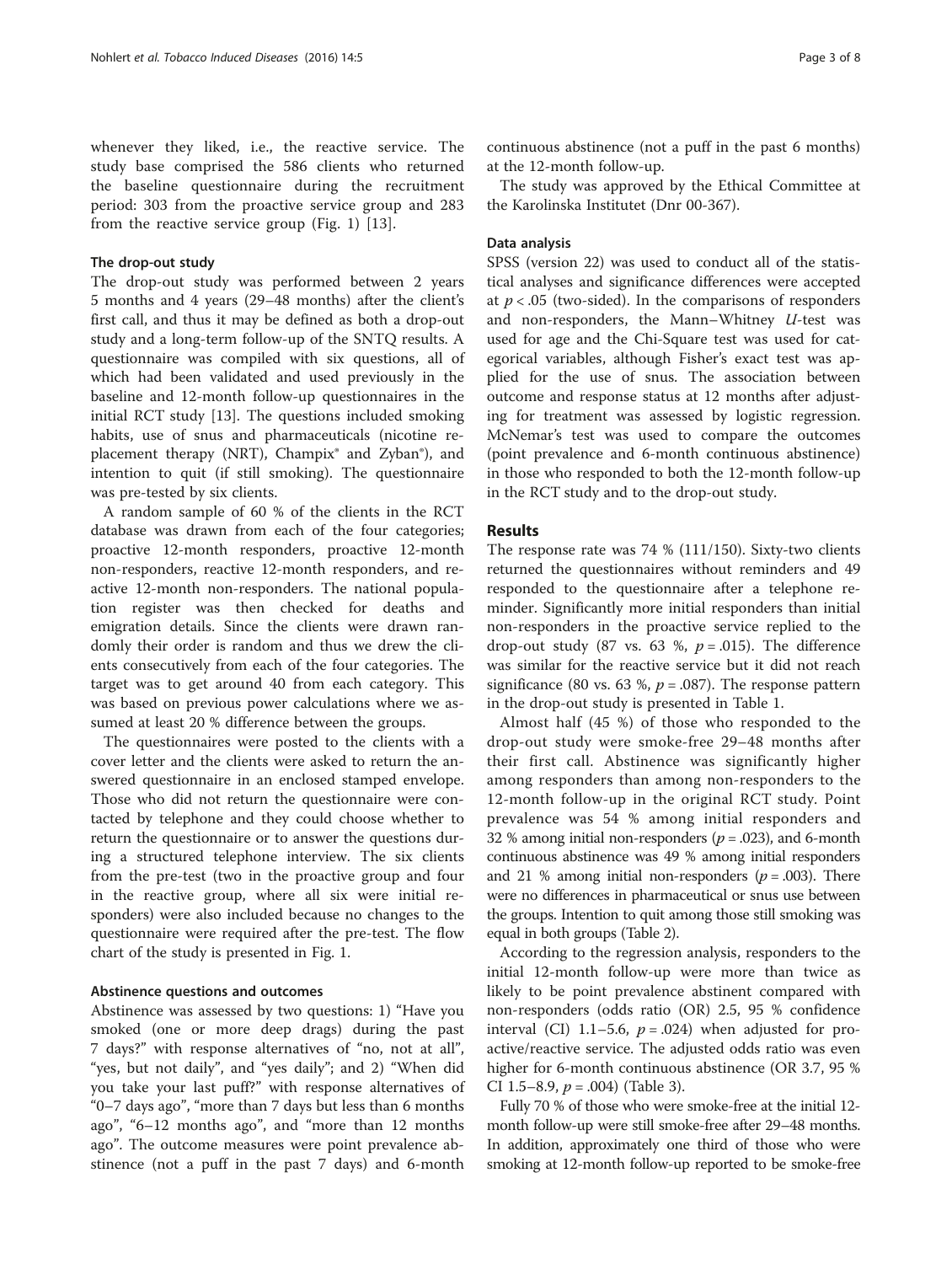whenever they liked, i.e., the reactive service. The study base comprised the 586 clients who returned the baseline questionnaire during the recruitment period: 303 from the proactive service group and 283 from the reactive service group (Fig. 1) [13].

### The drop-out study

The drop-out study was performed between 2 years 5 months and 4 years (29–48 months) after the client's first call, and thus it may be defined as both a drop-out study and a long-term follow-up of the SNTQ results. A questionnaire was compiled with six questions, all of which had been validated and used previously in the baseline and 12-month follow-up questionnaires in the initial RCT study [13]. The questions included smoking habits, use of snus and pharmaceuticals (nicotine replacement therapy (NRT), Champix® and Zyban®), and intention to quit (if still smoking). The questionnaire was pre-tested by six clients.

A random sample of 60 % of the clients in the RCT database was drawn from each of the four categories; proactive 12-month responders, proactive 12-month non-responders, reactive 12-month responders, and reactive 12-month non-responders. The national population register was then checked for deaths and emigration details. Since the clients were drawn randomly their order is random and thus we drew the clients consecutively from each of the four categories. The target was to get around 40 from each category. This was based on previous power calculations where we assumed at least 20 % difference between the groups.

The questionnaires were posted to the clients with a cover letter and the clients were asked to return the answered questionnaire in an enclosed stamped envelope. Those who did not return the questionnaire were contacted by telephone and they could choose whether to return the questionnaire or to answer the questions during a structured telephone interview. The six clients from the pre-test (two in the proactive group and four in the reactive group, where all six were initial responders) were also included because no changes to the questionnaire were required after the pre-test. The flow chart of the study is presented in Fig. 1.

### Abstinence questions and outcomes

Abstinence was assessed by two questions: 1) "Have you smoked (one or more deep drags) during the past 7 days?" with response alternatives of "no, not at all", "yes, but not daily", and "yes daily"; and 2) "When did you take your last puff?" with response alternatives of "0–7 days ago", "more than 7 days but less than 6 months ago", "6–12 months ago", and "more than 12 months ago". The outcome measures were point prevalence abstinence (not a puff in the past 7 days) and 6-month continuous abstinence (not a puff in the past 6 months) at the 12-month follow-up.

The study was approved by the Ethical Committee at the Karolinska Institutet (Dnr 00-367).

### Data analysis

SPSS (version 22) was used to conduct all of the statistical analyses and significance differences were accepted at $p < .05$ (two-sided). In the comparisons of responders and non-responders, the Mann–Whitney *U*-test was used for age and the Chi-Square test was used for categorical variables, although Fisher's exact test was applied for the use of snus. The association between outcome and response status at 12 months after adjusting for treatment was assessed by logistic regression. McNemar's test was used to compare the outcomes (point prevalence and 6-month continuous abstinence) in those who responded to both the 12-month follow-up in the RCT study and to the drop-out study.

## Results

The response rate was 74 % (111/150). Sixty-two clients returned the questionnaires without reminders and 49 responded to the questionnaire after a telephone reminder. Significantly more initial responders than initial non-responders in the proactive service replied to the drop-out study (87 vs. 63 %, $p = .015$). The difference was similar for the reactive service but it did not reach significance (80 vs. 63 %, $p = .087$). The response pattern in the drop-out study is presented in Table 1.

Almost half (45 %) of those who responded to the drop-out study were smoke-free 29–48 months after their first call. Abstinence was significantly higher among responders than among non-responders to the 12-month follow-up in the original RCT study. Point prevalence was 54 % among initial responders and 32 % among initial non-responders ($p = .023$), and 6-month continuous abstinence was 49 % among initial responders and 21 % among initial non-responders ($p = .003$). There were no differences in pharmaceutical or snus use between the groups. Intention to quit among those still smoking was equal in both groups (Table 2).

According to the regression analysis, responders to the initial 12-month follow-up were more than twice as likely to be point prevalence abstinent compared with non-responders (odds ratio (OR) 2.5, 95 % confidence interval (CI) 1.1–5.6, $p = .024$) when adjusted for proactive/reactive service. The adjusted odds ratio was even higher for 6-month continuous abstinence (OR 3.7, 95 % CI 1.5–8.9, $p = .004$) (Table 3).

Fully 70 % of those who were smoke-free at the initial 12-month follow-up were still smoke-free after 29–48 months. In addition, approximately one third of those who were smoking at 12-month follow-up reported to be smoke-free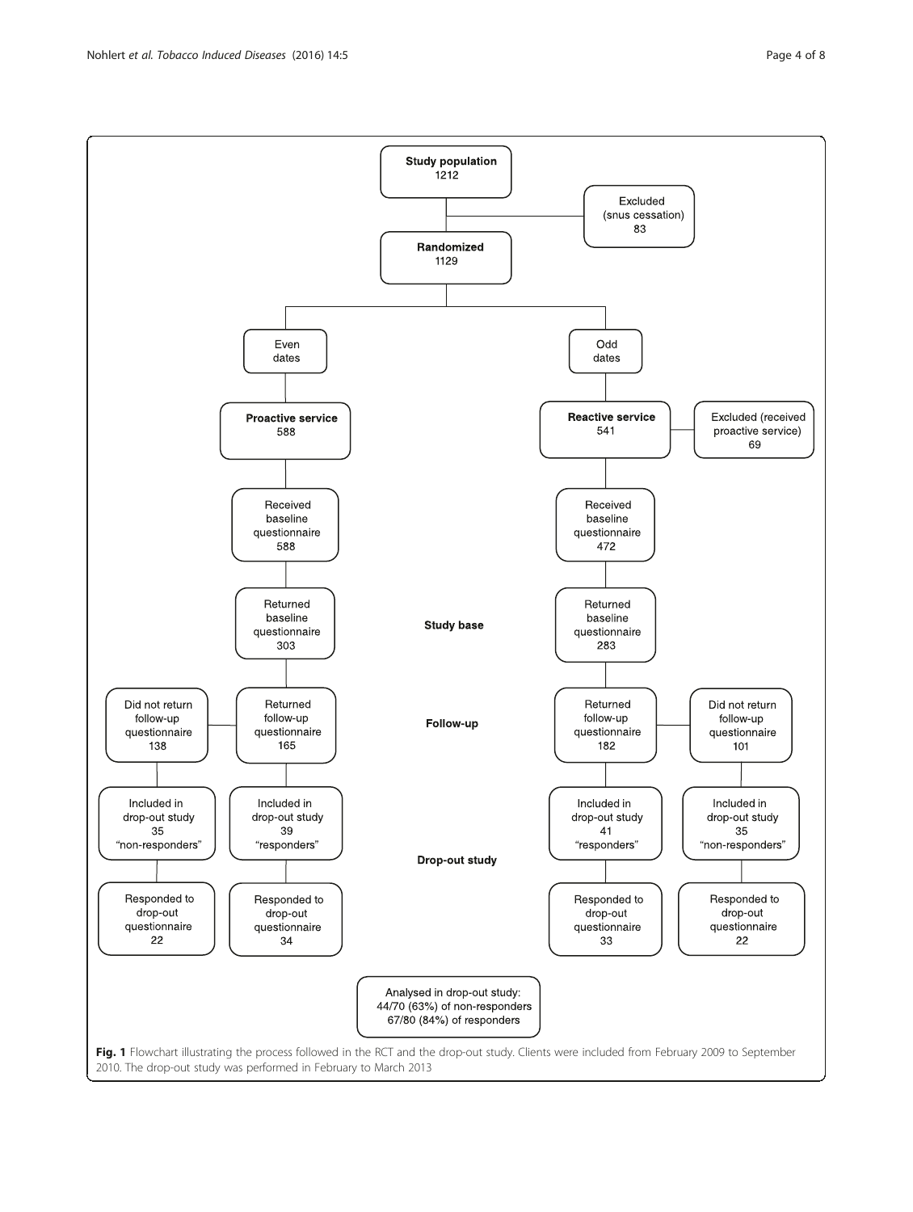Study population
1212

Excluded
(snus cessation)
83

Randomized
1129

Even dates

Odd dates

Proactive service
588

Reactive service
541

Excluded (received proactive service)
69

Received baseline questionnaire
588

Received baseline questionnaire
472

Returned baseline questionnaire
303

**Study base**

Returned baseline questionnaire
283

Did not return follow-up questionnaire
138

Returned follow-up questionnaire
165

**Follow-up**

Returned follow-up questionnaire
182

Did not return follow-up questionnaire
101

Included in drop-out study
35
"non-responders"

Included in drop-out study
39
"responders"

**Drop-out study**

Included in drop-out study
41
"responders"

Included in drop-out study
35
"non-responders"

Responded to drop-out questionnaire
22

Responded to drop-out questionnaire
34

Responded to drop-out questionnaire
33

Responded to drop-out questionnaire
22

Analysed in drop-out study:
44/70 (63%) of non-responders
67/80 (84%) of responders

**Fig. 1** Flowchart illustrating the process followed in the RCT and the drop-out study. Clients were included from February 2009 to September 2010. The drop-out study was performed in February to March 2013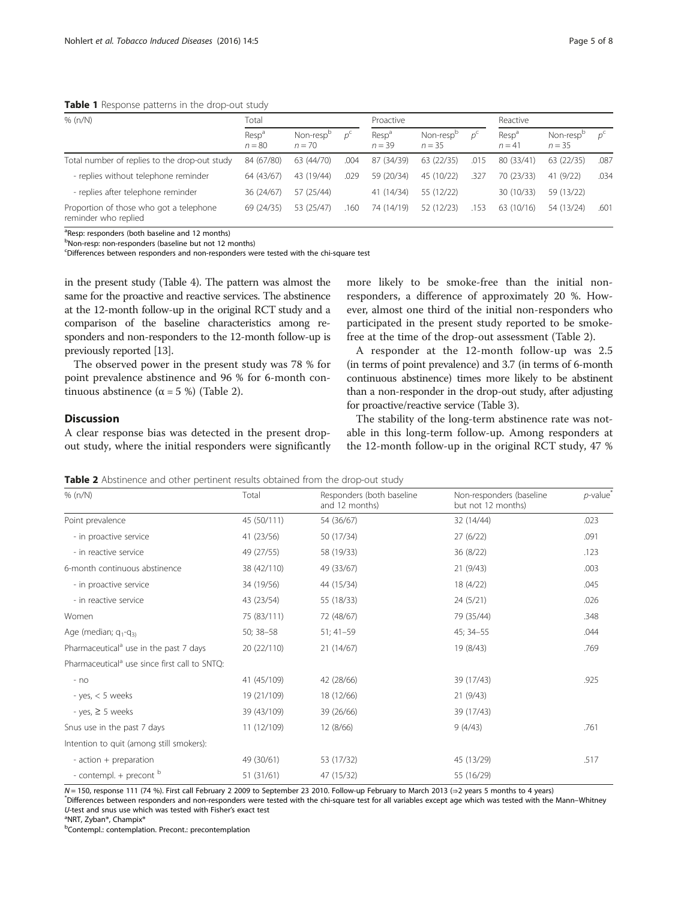**Table 1** Response patterns in the drop-out study

| % (n/N) | Total | | | Proactive | | | Reactive | | |
|---|---|---|---|---|---|---|---|---|---|
| | Resp[a] $n = 80$ | Non-resp[b] $n = 70$ | $p$[c] | Resp[a] $n = 39$ | Non-resp[b] $n = 35$ | $p$[c] | Resp[a] $n = 41$ | Non-resp[b] $n = 35$ | $p$[c] |
| Total number of replies to the drop-out study | 84 (67/80) | 63 (44/70) | .004 | 87 (34/39) | 63 (22/35) | .015 | 80 (33/41) | 63 (22/35) | .087 |
| - replies without telephone reminder | 64 (43/67) | 43 (19/44) | .029 | 59 (20/34) | 45 (10/22) | .327 | 70 (23/33) | 41 (9/22) | .034 |
| - replies after telephone reminder | 36 (24/67) | 57 (25/44) | | 41 (14/34) | 55 (12/22) | | 30 (10/33) | 59 (13/22) | |
| Proportion of those who got a telephone reminder who replied | 69 (24/35) | 53 (25/47) | .160 | 74 (14/19) | 52 (12/23) | .153 | 63 (10/16) | 54 (13/24) | .601 |

[a]Resp: responders (both baseline and 12 months)
[b]Non-resp: non-responders (baseline but not 12 months)
[c]Differences between responders and non-responders were tested with the chi-square test

in the present study (Table 4). The pattern was almost the same for the proactive and reactive services. The abstinence at the 12-month follow-up in the original RCT study and a comparison of the baseline characteristics among responders and non-responders to the 12-month follow-up is previously reported [13].

The observed power in the present study was 78 % for point prevalence abstinence and 96 % for 6-month continuous abstinence ($\alpha = 5$ %) (Table 2).

## Discussion

A clear response bias was detected in the present drop-out study, where the initial responders were significantly more likely to be smoke-free than the initial non-responders, a difference of approximately 20 %. However, almost one third of the initial non-responders who participated in the present study reported to be smoke-free at the time of the drop-out assessment (Table 2).

A responder at the 12-month follow-up was 2.5 (in terms of point prevalence) and 3.7 (in terms of 6-month continuous abstinence) times more likely to be abstinent than a non-responder in the drop-out study, after adjusting for proactive/reactive service (Table 3).

The stability of the long-term abstinence rate was notable in this long-term follow-up. Among responders at the 12-month follow-up in the original RCT study, 47 %

**Table 2** Abstinence and other pertinent results obtained from the drop-out study

| % (n/N) | Total | Responders (both baseline and 12 months) | Non-responders (baseline but not 12 months) | $p$-value* |
|---|---|---|---|---|
| Point prevalence | 45 (50/111) | 54 (36/67) | 32 (14/44) | .023 |
| - in proactive service | 41 (23/56) | 50 (17/34) | 27 (6/22) | .091 |
| - in reactive service | 49 (27/55) | 58 (19/33) | 36 (8/22) | .123 |
| 6-month continuous abstinence | 38 (42/110) | 49 (33/67) | 21 (9/43) | .003 |
| - in proactive service | 34 (19/56) | 44 (15/34) | 18 (4/22) | .045 |
| - in reactive service | 43 (23/54) | 55 (18/33) | 24 (5/21) | .026 |
| Women | 75 (83/111) | 72 (48/67) | 79 (35/44) | .348 |
| Age (median; $q_1$-$q_3$) | 50; 38–58 | 51; 41–59 | 45; 34–55 | .044 |
| Pharmaceutical[a] use in the past 7 days | 20 (22/110) | 21 (14/67) | 19 (8/43) | .769 |
| Pharmaceutical[a] use since first call to SNTQ: | | | | |
| - no | 41 (45/109) | 42 (28/66) | 39 (17/43) | .925 |
| - yes, < 5 weeks | 19 (21/109) | 18 (12/66) | 21 (9/43) | |
| - yes, ≥ 5 weeks | 39 (43/109) | 39 (26/66) | 39 (17/43) | |
| Snus use in the past 7 days | 11 (12/109) | 12 (8/66) | 9 (4/43) | .761 |
| Intention to quit (among still smokers): | | | | |
| - action + preparation | 49 (30/61) | 53 (17/32) | 45 (13/29) | .517 |
| - contempl. + precont [b] | 51 (31/61) | 47 (15/32) | 55 (16/29) | |

$N = 150$, response 111 (74 %). First call February 2 2009 to September 23 2010. Follow-up February to March 2013 (⇒2 years 5 months to 4 years)
*Differences between responders and non-responders were tested with the chi-square test for all variables except age which was tested with the Mann–Whitney U-test and snus use which was tested with Fisher's exact test
[a]NRT, Zyban®, Champix®
[b]Contempl.: contemplation. Precont.: precontemplation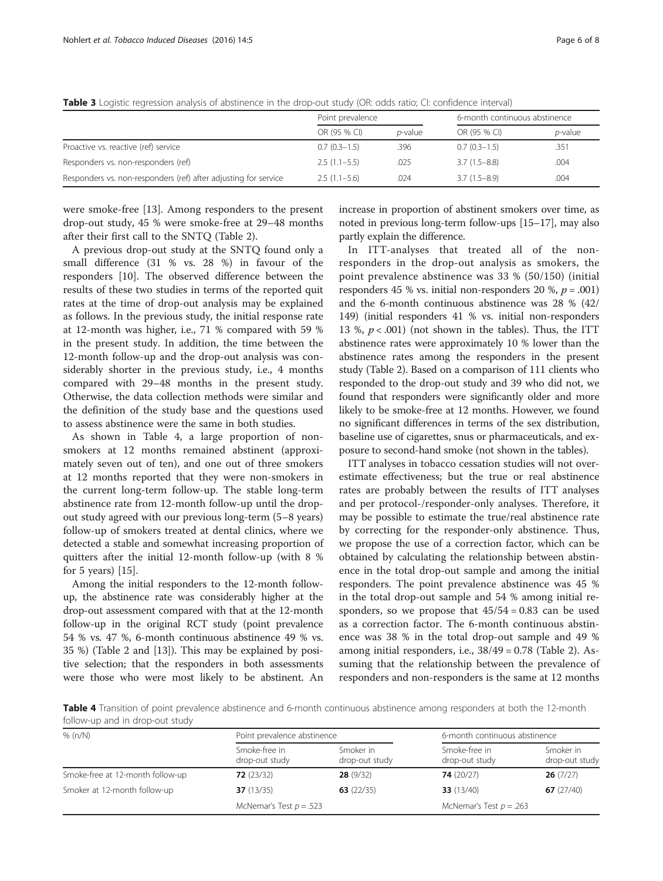**Table 3** Logistic regression analysis of abstinence in the drop-out study (OR: odds ratio; CI: confidence interval)

| | Point prevalence | | 6-month continuous abstinence | |
|---|---|---|---|---|
| | OR (95 % CI) | *p*-value | OR (95 % CI) | *p*-value |
| Proactive vs. reactive (ref) service | 0.7 (0.3–1.5) | .396 | 0.7 (0.3–1.5) | .351 |
| Responders vs. non-responders (ref) | 2.5 (1.1–5.5) | .025 | 3.7 (1.5–8.8) | .004 |
| Responders vs. non-responders (ref) after adjusting for service | 2.5 (1.1–5.6) | .024 | 3.7 (1.5–8.9) | .004 |

were smoke-free [13]. Among responders to the present drop-out study, 45 % were smoke-free at 29–48 months after their first call to the SNTQ (Table 2).

A previous drop-out study at the SNTQ found only a small difference (31 % vs. 28 %) in favour of the responders [10]. The observed difference between the results of these two studies in terms of the reported quit rates at the time of drop-out analysis may be explained as follows. In the previous study, the initial response rate at 12-month was higher, i.e., 71 % compared with 59 % in the present study. In addition, the time between the 12-month follow-up and the drop-out analysis was considerably shorter in the previous study, i.e., 4 months compared with 29–48 months in the present study. Otherwise, the data collection methods were similar and the definition of the study base and the questions used to assess abstinence were the same in both studies.

As shown in Table 4, a large proportion of non-smokers at 12 months remained abstinent (approximately seven out of ten), and one out of three smokers at 12 months reported that they were non-smokers in the current long-term follow-up. The stable long-term abstinence rate from 12-month follow-up until the drop-out study agreed with our previous long-term (5–8 years) follow-up of smokers treated at dental clinics, where we detected a stable and somewhat increasing proportion of quitters after the initial 12-month follow-up (with 8 % for 5 years) [15].

Among the initial responders to the 12-month follow-up, the abstinence rate was considerably higher at the drop-out assessment compared with that at the 12-month follow-up in the original RCT study (point prevalence 54 % vs. 47 %, 6-month continuous abstinence 49 % vs. 35 %) (Table 2 and [13]). This may be explained by positive selection; that the responders in both assessments were those who were most likely to be abstinent. An increase in proportion of abstinent smokers over time, as noted in previous long-term follow-ups [15–17], may also partly explain the difference.

In ITT-analyses that treated all of the non-responders in the drop-out analysis as smokers, the point prevalence abstinence was 33 % (50/150) (initial responders 45 % vs. initial non-responders 20 %, $p = .001$) and the 6-month continuous abstinence was 28 % (42/149) (initial responders 41 % vs. initial non-responders 13 %, $p < .001$) (not shown in the tables). Thus, the ITT abstinence rates were approximately 10 % lower than the abstinence rates among the responders in the present study (Table 2). Based on a comparison of 111 clients who responded to the drop-out study and 39 who did not, we found that responders were significantly older and more likely to be smoke-free at 12 months. However, we found no significant differences in terms of the sex distribution, baseline use of cigarettes, snus or pharmaceuticals, and exposure to second-hand smoke (not shown in the tables).

ITT analyses in tobacco cessation studies will not overestimate effectiveness; but the true or real abstinence rates are probably between the results of ITT analyses and per protocol-/responder-only analyses. Therefore, it may be possible to estimate the true/real abstinence rate by correcting for the responder-only abstinence. Thus, we propose the use of a correction factor, which can be obtained by calculating the relationship between abstinence in the total drop-out sample and among the initial responders. The point prevalence abstinence was 45 % in the total drop-out sample and 54 % among initial responders, so we propose that $45/54 = 0.83$ can be used as a correction factor. The 6-month continuous abstinence was 38 % in the total drop-out sample and 49 % among initial responders, i.e., $38/49 = 0.78$ (Table 2). Assuming that the relationship between the prevalence of responders and non-responders is the same at 12 months

**Table 4** Transition of point prevalence abstinence and 6-month continuous abstinence among responders at both the 12-month follow-up and in drop-out study

| % (n/N) | Point prevalence abstinence | | 6-month continuous abstinence | |
|---|---|---|---|---|
| | Smoke-free in drop-out study | Smoker in drop-out study | Smoke-free in drop-out study | Smoker in drop-out study |
| Smoke-free at 12-month follow-up | **72** (23/32) | **28** (9/32) | **74** (20/27) | **26** (7/27) |
| Smoker at 12-month follow-up | **37** (13/35) | **63** (22/35) | **33** (13/40) | **67** (27/40) |
| | McNemar's Test $p = .523$ | | McNemar's Test $p = .263$ | |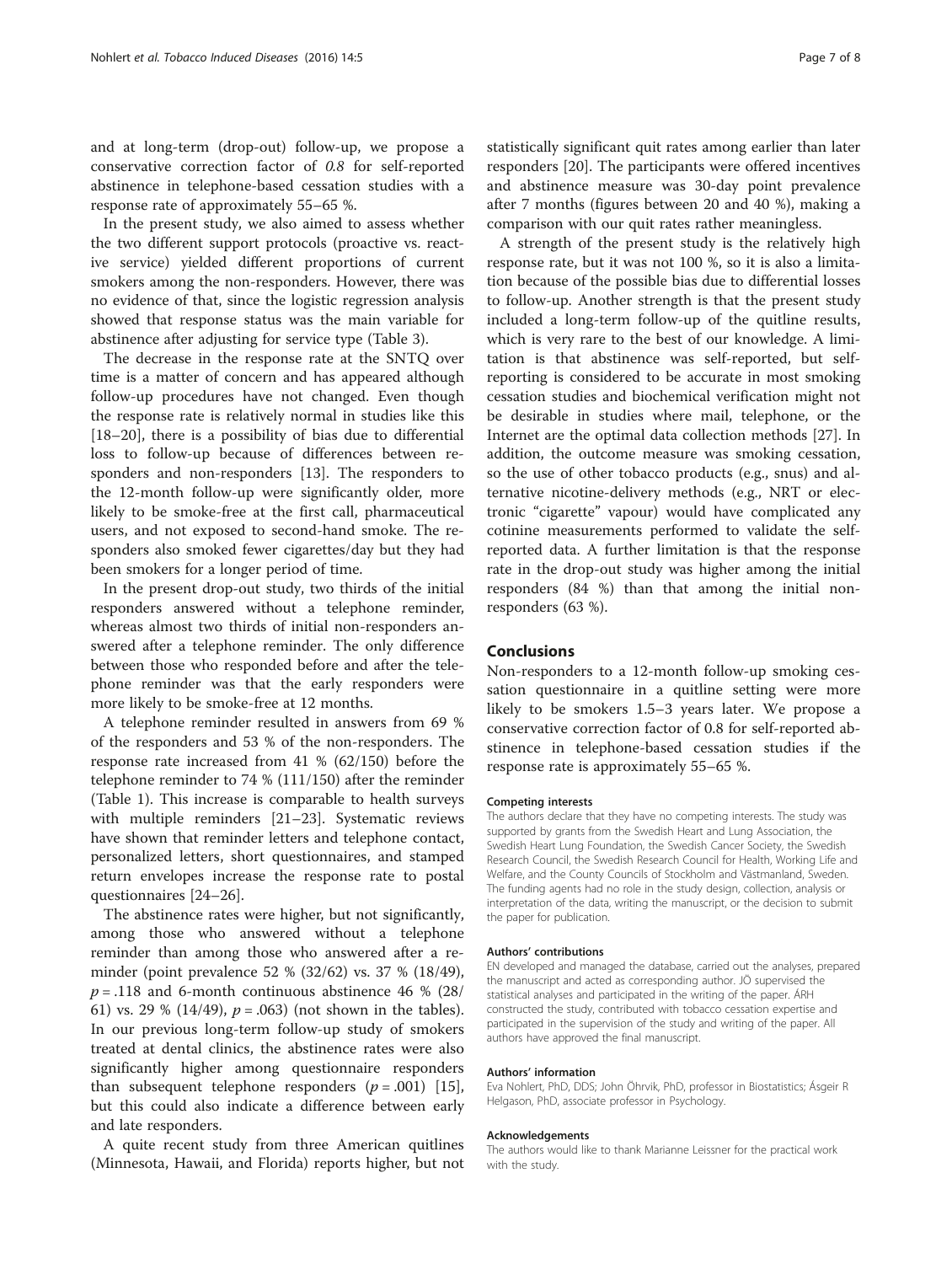and at long-term (drop-out) follow-up, we propose a conservative correction factor of *0.8* for self-reported abstinence in telephone-based cessation studies with a response rate of approximately 55–65 %.

In the present study, we also aimed to assess whether the two different support protocols (proactive vs. reactive service) yielded different proportions of current smokers among the non-responders. However, there was no evidence of that, since the logistic regression analysis showed that response status was the main variable for abstinence after adjusting for service type (Table 3).

The decrease in the response rate at the SNTQ over time is a matter of concern and has appeared although follow-up procedures have not changed. Even though the response rate is relatively normal in studies like this [18–20], there is a possibility of bias due to differential loss to follow-up because of differences between responders and non-responders [13]. The responders to the 12-month follow-up were significantly older, more likely to be smoke-free at the first call, pharmaceutical users, and not exposed to second-hand smoke. The responders also smoked fewer cigarettes/day but they had been smokers for a longer period of time.

In the present drop-out study, two thirds of the initial responders answered without a telephone reminder, whereas almost two thirds of initial non-responders answered after a telephone reminder. The only difference between those who responded before and after the telephone reminder was that the early responders were more likely to be smoke-free at 12 months.

A telephone reminder resulted in answers from 69 % of the responders and 53 % of the non-responders. The response rate increased from 41 % (62/150) before the telephone reminder to 74 % (111/150) after the reminder (Table 1). This increase is comparable to health surveys with multiple reminders [21–23]. Systematic reviews have shown that reminder letters and telephone contact, personalized letters, short questionnaires, and stamped return envelopes increase the response rate to postal questionnaires [24–26].

The abstinence rates were higher, but not significantly, among those who answered without a telephone reminder than among those who answered after a reminder (point prevalence 52 % (32/62) vs. 37 % (18/49), $p = .118$ and 6-month continuous abstinence 46 % (28/61) vs. 29 % (14/49), $p = .063$) (not shown in the tables). In our previous long-term follow-up study of smokers treated at dental clinics, the abstinence rates were also significantly higher among questionnaire responders than subsequent telephone responders ($p = .001$) [15], but this could also indicate a difference between early and late responders.

A quite recent study from three American quitlines (Minnesota, Hawaii, and Florida) reports higher, but not statistically significant quit rates among earlier than later responders [20]. The participants were offered incentives and abstinence measure was 30-day point prevalence after 7 months (figures between 20 and 40 %), making a comparison with our quit rates rather meaningless.

A strength of the present study is the relatively high response rate, but it was not 100 %, so it is also a limitation because of the possible bias due to differential losses to follow-up. Another strength is that the present study included a long-term follow-up of the quitline results, which is very rare to the best of our knowledge. A limitation is that abstinence was self-reported, but self-reporting is considered to be accurate in most smoking cessation studies and biochemical verification might not be desirable in studies where mail, telephone, or the Internet are the optimal data collection methods [27]. In addition, the outcome measure was smoking cessation, so the use of other tobacco products (e.g., snus) and alternative nicotine-delivery methods (e.g., NRT or electronic "cigarette" vapour) would have complicated any cotinine measurements performed to validate the self-reported data. A further limitation is that the response rate in the drop-out study was higher among the initial responders (84 %) than that among the initial non-responders (63 %).

## Conclusions

Non-responders to a 12-month follow-up smoking cessation questionnaire in a quitline setting were more likely to be smokers 1.5–3 years later. We propose a conservative correction factor of 0.8 for self-reported abstinence in telephone-based cessation studies if the response rate is approximately 55–65 %.

#### Competing interests

The authors declare that they have no competing interests. The study was supported by grants from the Swedish Heart and Lung Association, the Swedish Heart Lung Foundation, the Swedish Cancer Society, the Swedish Research Council, the Swedish Research Council for Health, Working Life and Welfare, and the County Councils of Stockholm and Västmanland, Sweden. The funding agents had no role in the study design, collection, analysis or interpretation of the data, writing the manuscript, or the decision to submit the paper for publication.

#### Authors' contributions

EN developed and managed the database, carried out the analyses, prepared the manuscript and acted as corresponding author. JÖ supervised the statistical analyses and participated in the writing of the paper. ÁRH constructed the study, contributed with tobacco cessation expertise and participated in the supervision of the study and writing of the paper. All authors have approved the final manuscript.

#### Authors' information

Eva Nohlert, PhD, DDS; John Öhrvik, PhD, professor in Biostatistics; Ásgeir R Helgason, PhD, associate professor in Psychology.

#### Acknowledgements

The authors would like to thank Marianne Leissner for the practical work with the study.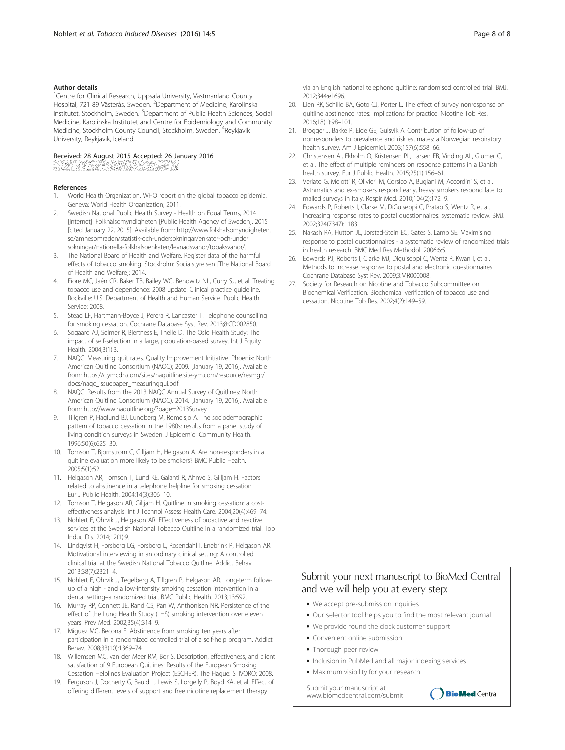### Author details

[1]Centre for Clinical Research, Uppsala University, Västmanland County Hospital, 721 89 Västerås, Sweden. [2]Department of Medicine, Karolinska Institutet, Stockholm, Sweden. [3]Department of Public Health Sciences, Social Medicine, Karolinska Institutet and Centre for Epidemiology and Community Medicine, Stockholm County Council, Stockholm, Sweden. [4]Reykjavik University, Reykjavik, Iceland.

Received: 28 August 2015 Accepted: 26 January 2016

### References

1. World Health Organization. WHO report on the global tobacco epidemic. Geneva: World Health Organization; 2011.
2. Swedish National Public Health Survey - Health on Equal Terms, 2014 [Internet]. Folkhälsomyndigheten [Public Health Agency of Sweden]. 2015 [cited January 22, 2015]. Available from: http://www.folkhalsomyndigheten.se/amnesomraden/statistik-och-undersokningar/enkater-och-undersokningar/nationella-folkhalsoenkaten/levnadsvanor/tobaksvanor/.
3. The National Board of Health and Welfare. Register data of the harmful effects of tobacco smoking. Stockholm: Socialstyrelsen [The National Board of Health and Welfare]; 2014.
4. Fiore MC, Jaén CR, Baker TB, Bailey WC, Benowitz NL, Curry SJ, et al. Treating tobacco use and dependence: 2008 update. Clinical practice guideline. Rockville: U.S. Department of Health and Human Service. Public Health Service; 2008.
5. Stead LF, Hartmann-Boyce J, Perera R, Lancaster T. Telephone counselling for smoking cessation. Cochrane Database Syst Rev. 2013;8:CD002850.
6. Sogaard AJ, Selmer R, Bjertness E, Thelle D. The Oslo Health Study: The impact of self-selection in a large, population-based survey. Int J Equity Health. 2004;3(1):3.
7. NAQC. Measuring quit rates. Quality Improvement Initiative. Phoenix: North American Quitline Consortium (NAQC); 2009. [January 19, 2016]. Available from: https://c.ymcdn.com/sites/naquitline.site-ym.com/resource/resmgr/docs/naqc_issuepaper_measuringqui.pdf.
8. NAQC. Results from the 2013 NAQC Annual Survey of Quitlines: North American Quitline Consortium (NAQC). 2014. [January 19, 2016]. Available from: http://www.naquitline.org/?page=2013Survey
9. Tillgren P, Haglund BJ, Lundberg M, Romelsjo A. The sociodemographic pattern of tobacco cessation in the 1980s: results from a panel study of living condition surveys in Sweden. J Epidemiol Community Health. 1996;50(6):625–30.
10. Tomson T, Bjornstrom C, Gilljam H, Helgason A. Are non-responders in a quitline evaluation more likely to be smokers? BMC Public Health. 2005;5(1):52.
11. Helgason AR, Tomson T, Lund KE, Galanti R, Ahnve S, Gilljam H. Factors related to abstinence in a telephone helpline for smoking cessation. Eur J Public Health. 2004;14(3):306–10.
12. Tomson T, Helgason AR, Gilljam H. Quitline in smoking cessation: a cost-effectiveness analysis. Int J Technol Assess Health Care. 2004;20(4):469–74.
13. Nohlert E, Ohrvik J, Helgason AR. Effectiveness of proactive and reactive services at the Swedish National Tobacco Quitline in a randomized trial. Tob Induc Dis. 2014;12(1):9.
14. Lindqvist H, Forsberg LG, Forsberg L, Rosendahl I, Enebrink P, Helgason AR. Motivational interviewing in an ordinary clinical setting: A controlled clinical trial at the Swedish National Tobacco Quitline. Addict Behav. 2013;38(7):2321–4.
15. Nohlert E, Ohrvik J, Tegelberg A, Tillgren P, Helgason AR. Long-term follow-up of a high - and a low-intensity smoking cessation intervention in a dental setting–a randomized trial. BMC Public Health. 2013;13:592.
16. Murray RP, Connett JE, Rand CS, Pan W, Anthonisen NR. Persistence of the effect of the Lung Health Study (LHS) smoking intervention over eleven years. Prev Med. 2002;35(4):314–9.
17. Miguez MC, Becona E. Abstinence from smoking ten years after participation in a randomized controlled trial of a self-help program. Addict Behav. 2008;33(10):1369–74.
18. Willemsen MC, van der Meer RM, Bor S. Description, effectiveness, and client satisfaction of 9 European Quitlines: Results of the European Smoking Cessation Helplines Evaluation Project (ESCHER). The Hague: STIVORO; 2008.
19. Ferguson J, Docherty G, Bauld L, Lewis S, Lorgelly P, Boyd KA, et al. Effect of offering different levels of support and free nicotine replacement therapy via an English national telephone quitline: randomised controlled trial. BMJ. 2012;344:e1696.
20. Lien RK, Schillo BA, Goto CJ, Porter L. The effect of survey nonresponse on quitline abstinence rates: Implications for practice. Nicotine Tob Res. 2016;18(1):98–101.
21. Brogger J, Bakke P, Eide GE, Gulsvik A. Contribution of follow-up of nonresponders to prevalence and risk estimates: a Norwegian respiratory health survey. Am J Epidemiol. 2003;157(6):558–66.
22. Christensen AI, Ekholm O, Kristensen PL, Larsen FB, Vinding AL, Glumer C, et al. The effect of multiple reminders on response patterns in a Danish health survey. Eur J Public Health. 2015;25(1):156–61.
23. Verlato G, Melotti R, Olivieri M, Corsico A, Bugiani M, Accordini S, et al. Asthmatics and ex-smokers respond early, heavy smokers respond late to mailed surveys in Italy. Respir Med. 2010;104(2):172–9.
24. Edwards P, Roberts I, Clarke M, DiGuiseppi C, Pratap S, Wentz R, et al. Increasing response rates to postal questionnaires: systematic review. BMJ. 2002;324(7347):1183.
25. Nakash RA, Hutton JL, Jorstad-Stein EC, Gates S, Lamb SE. Maximising response to postal questionnaires - a systematic review of randomised trials in health research. BMC Med Res Methodol. 2006;6:5.
26. Edwards PJ, Roberts I, Clarke MJ, Diguiseppi C, Wentz R, Kwan I, et al. Methods to increase response to postal and electronic questionnaires. Cochrane Database Syst Rev. 2009;3:MR000008.
27. Society for Research on Nicotine and Tobacco Subcommittee on Biochemical Verification. Biochemical verification of tobacco use and cessation. Nicotine Tob Res. 2002;4(2):149–59.

Submit your next manuscript to BioMed Central and we will help you at every step:

- We accept pre-submission inquiries
- Our selector tool helps you to find the most relevant journal
- We provide round the clock customer support
- Convenient online submission
- Thorough peer review
- Inclusion in PubMed and all major indexing services
- Maximum visibility for your research

Submit your manuscript at www.biomedcentral.com/submit

BioMed Central